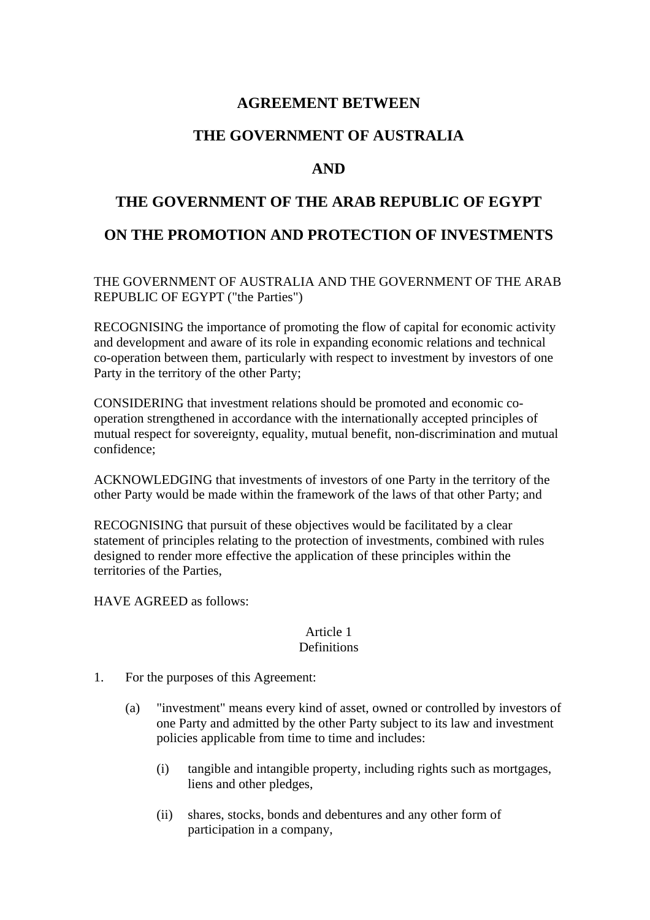# AGREEMENT BETWEEN

# THE GOVERNMENT OF AUSTRALIA

# AND

# THE GOVERNMENT OF THE ARAB REPUBLIC OF EGYPT

# ON THE PROMOTION AND PROTECTION OF INVESTMENTS

THE GOVERNMENT OF AUSTRALIA AND THE GOVERNMENT OF THE ARAB REPUBLIC OF EGYPT ("the Parties")

RECOGNISING the importance of promoting the flow of capital for economic activity and development and aware of its role in expanding economic relations and technical co-operation between them, particularly with respect to investment by investors of one Party in the territory of the other Party;

CONSIDERING that investment relations should be promoted and economic co-operation strengthened in accordance with the internationally accepted principles of mutual respect for sovereignty, equality, mutual benefit, non-discrimination and mutual confidence;

ACKNOWLEDGING that investments of investors of one Party in the territory of the other Party would be made within the framework of the laws of that other Party; and

RECOGNISING that pursuit of these objectives would be facilitated by a clear statement of principles relating to the protection of investments, combined with rules designed to render more effective the application of these principles within the territories of the Parties,

HAVE AGREED as follows:

## Article 1
## Definitions

1. For the purposes of this Agreement:

   (a) "investment" means every kind of asset, owned or controlled by investors of one Party and admitted by the other Party subject to its law and investment policies applicable from time to time and includes:

      (i) tangible and intangible property, including rights such as mortgages, liens and other pledges,

      (ii) shares, stocks, bonds and debentures and any other form of participation in a company,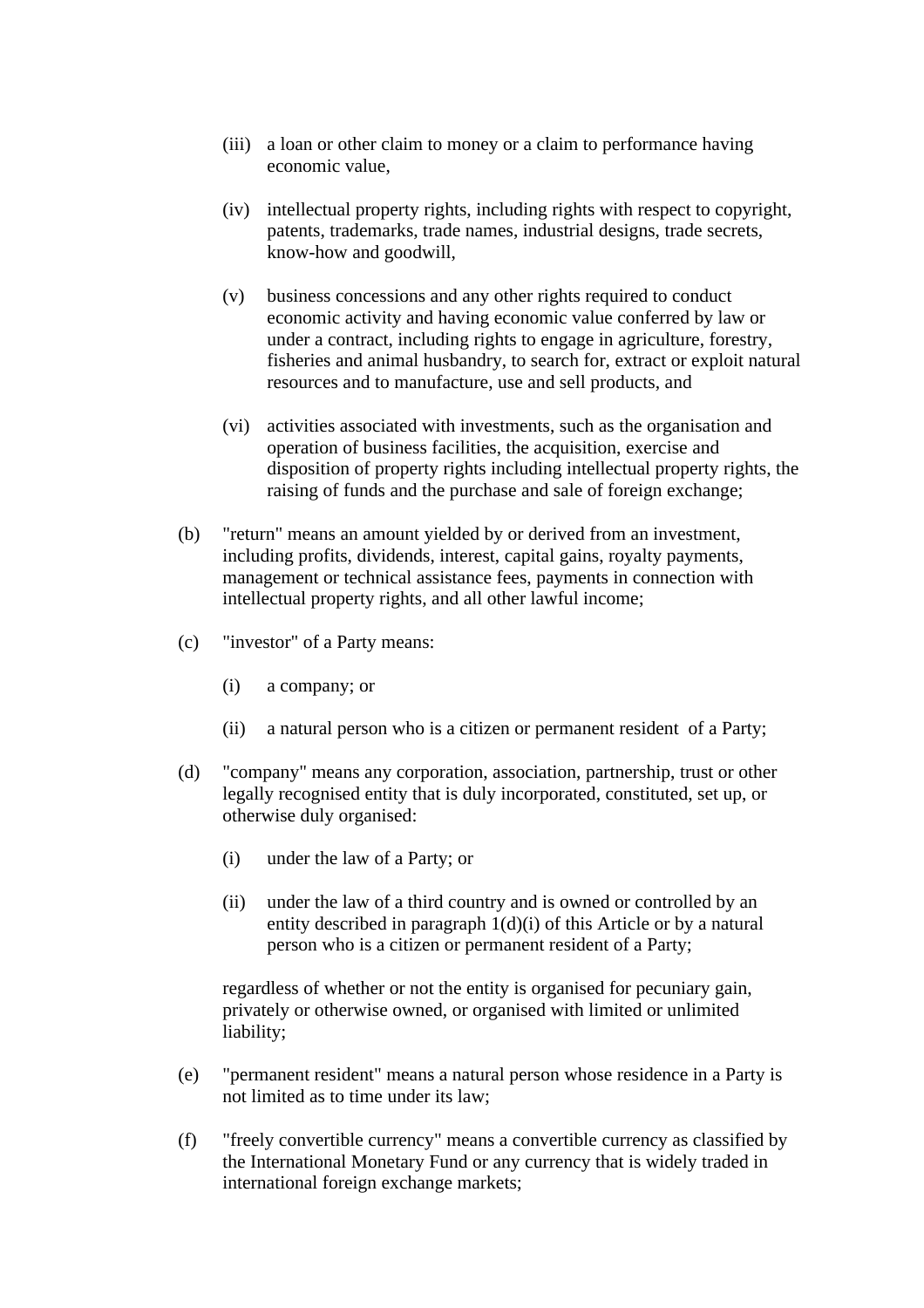(iii) a loan or other claim to money or a claim to performance having economic value,

(iv) intellectual property rights, including rights with respect to copyright, patents, trademarks, trade names, industrial designs, trade secrets, know-how and goodwill,

(v) business concessions and any other rights required to conduct economic activity and having economic value conferred by law or under a contract, including rights to engage in agriculture, forestry, fisheries and animal husbandry, to search for, extract or exploit natural resources and to manufacture, use and sell products, and

(vi) activities associated with investments, such as the organisation and operation of business facilities, the acquisition, exercise and disposition of property rights including intellectual property rights, the raising of funds and the purchase and sale of foreign exchange;

(b) "return" means an amount yielded by or derived from an investment, including profits, dividends, interest, capital gains, royalty payments, management or technical assistance fees, payments in connection with intellectual property rights, and all other lawful income;

(c) "investor" of a Party means:

(i) a company; or

(ii) a natural person who is a citizen or permanent resident of a Party;

(d) "company" means any corporation, association, partnership, trust or other legally recognised entity that is duly incorporated, constituted, set up, or otherwise duly organised:

(i) under the law of a Party; or

(ii) under the law of a third country and is owned or controlled by an entity described in paragraph 1(d)(i) of this Article or by a natural person who is a citizen or permanent resident of a Party;

regardless of whether or not the entity is organised for pecuniary gain, privately or otherwise owned, or organised with limited or unlimited liability;

(e) "permanent resident" means a natural person whose residence in a Party is not limited as to time under its law;

(f) "freely convertible currency" means a convertible currency as classified by the International Monetary Fund or any currency that is widely traded in international foreign exchange markets;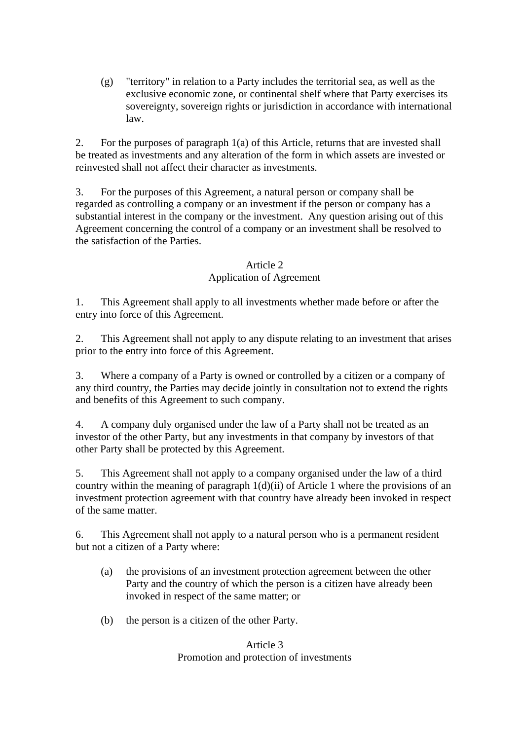(g) "territory" in relation to a Party includes the territorial sea, as well as the exclusive economic zone, or continental shelf where that Party exercises its sovereignty, sovereign rights or jurisdiction in accordance with international law.

2. For the purposes of paragraph 1(a) of this Article, returns that are invested shall be treated as investments and any alteration of the form in which assets are invested or reinvested shall not affect their character as investments.

3. For the purposes of this Agreement, a natural person or company shall be regarded as controlling a company or an investment if the person or company has a substantial interest in the company or the investment. Any question arising out of this Agreement concerning the control of a company or an investment shall be resolved to the satisfaction of the Parties.

## Article 2
## Application of Agreement

1. This Agreement shall apply to all investments whether made before or after the entry into force of this Agreement.

2. This Agreement shall not apply to any dispute relating to an investment that arises prior to the entry into force of this Agreement.

3. Where a company of a Party is owned or controlled by a citizen or a company of any third country, the Parties may decide jointly in consultation not to extend the rights and benefits of this Agreement to such company.

4. A company duly organised under the law of a Party shall not be treated as an investor of the other Party, but any investments in that company by investors of that other Party shall be protected by this Agreement.

5. This Agreement shall not apply to a company organised under the law of a third country within the meaning of paragraph 1(d)(ii) of Article 1 where the provisions of an investment protection agreement with that country have already been invoked in respect of the same matter.

6. This Agreement shall not apply to a natural person who is a permanent resident but not a citizen of a Party where:

(a) the provisions of an investment protection agreement between the other Party and the country of which the person is a citizen have already been invoked in respect of the same matter; or

(b) the person is a citizen of the other Party.

## Article 3
## Promotion and protection of investments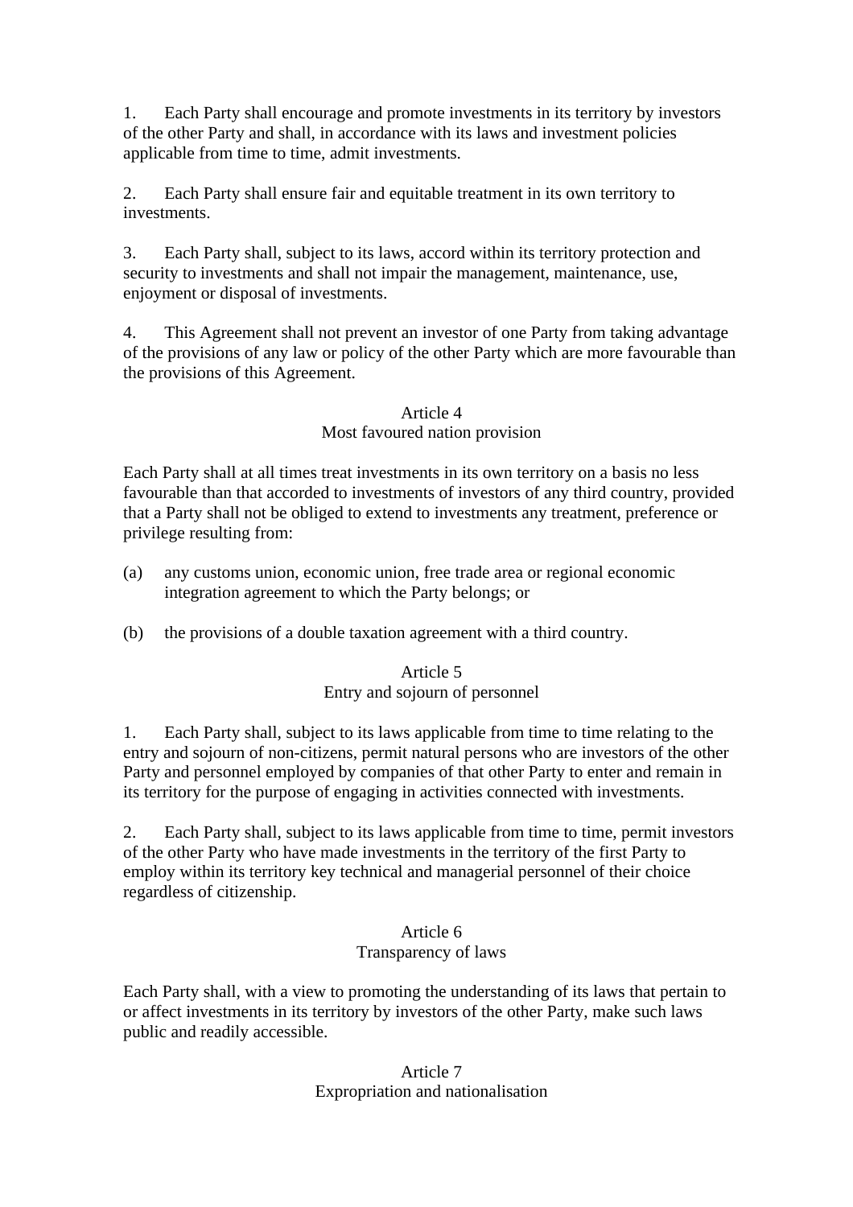1. Each Party shall encourage and promote investments in its territory by investors of the other Party and shall, in accordance with its laws and investment policies applicable from time to time, admit investments.

2. Each Party shall ensure fair and equitable treatment in its own territory to investments.

3. Each Party shall, subject to its laws, accord within its territory protection and security to investments and shall not impair the management, maintenance, use, enjoyment or disposal of investments.

4. This Agreement shall not prevent an investor of one Party from taking advantage of the provisions of any law or policy of the other Party which are more favourable than the provisions of this Agreement.

## Article 4
## Most favoured nation provision

Each Party shall at all times treat investments in its own territory on a basis no less favourable than that accorded to investments of investors of any third country, provided that a Party shall not be obliged to extend to investments any treatment, preference or privilege resulting from:

(a) any customs union, economic union, free trade area or regional economic integration agreement to which the Party belongs; or

(b) the provisions of a double taxation agreement with a third country.

## Article 5
## Entry and sojourn of personnel

1. Each Party shall, subject to its laws applicable from time to time relating to the entry and sojourn of non-citizens, permit natural persons who are investors of the other Party and personnel employed by companies of that other Party to enter and remain in its territory for the purpose of engaging in activities connected with investments.

2. Each Party shall, subject to its laws applicable from time to time, permit investors of the other Party who have made investments in the territory of the first Party to employ within its territory key technical and managerial personnel of their choice regardless of citizenship.

## Article 6
## Transparency of laws

Each Party shall, with a view to promoting the understanding of its laws that pertain to or affect investments in its territory by investors of the other Party, make such laws public and readily accessible.

## Article 7
## Expropriation and nationalisation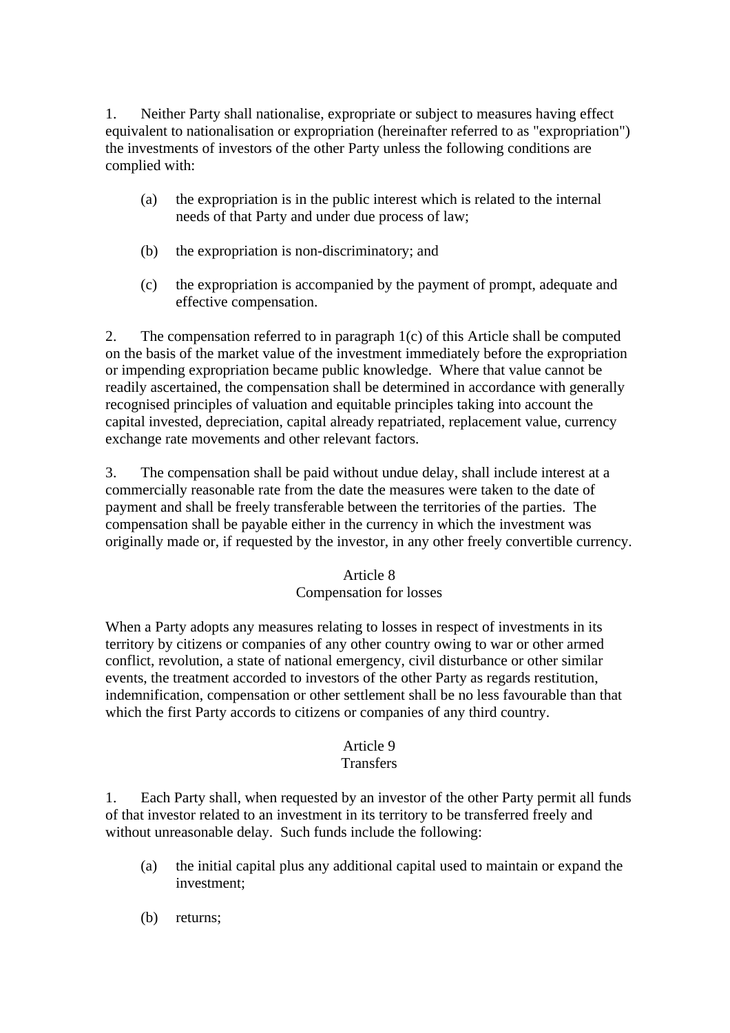1. Neither Party shall nationalise, expropriate or subject to measures having effect equivalent to nationalisation or expropriation (hereinafter referred to as "expropriation") the investments of investors of the other Party unless the following conditions are complied with:

(a) the expropriation is in the public interest which is related to the internal needs of that Party and under due process of law;

(b) the expropriation is non-discriminatory; and

(c) the expropriation is accompanied by the payment of prompt, adequate and effective compensation.

2. The compensation referred to in paragraph 1(c) of this Article shall be computed on the basis of the market value of the investment immediately before the expropriation or impending expropriation became public knowledge. Where that value cannot be readily ascertained, the compensation shall be determined in accordance with generally recognised principles of valuation and equitable principles taking into account the capital invested, depreciation, capital already repatriated, replacement value, currency exchange rate movements and other relevant factors.

3. The compensation shall be paid without undue delay, shall include interest at a commercially reasonable rate from the date the measures were taken to the date of payment and shall be freely transferable between the territories of the parties. The compensation shall be payable either in the currency in which the investment was originally made or, if requested by the investor, in any other freely convertible currency.

## Article 8
## Compensation for losses

When a Party adopts any measures relating to losses in respect of investments in its territory by citizens or companies of any other country owing to war or other armed conflict, revolution, a state of national emergency, civil disturbance or other similar events, the treatment accorded to investors of the other Party as regards restitution, indemnification, compensation or other settlement shall be no less favourable than that which the first Party accords to citizens or companies of any third country.

## Article 9
## Transfers

1. Each Party shall, when requested by an investor of the other Party permit all funds of that investor related to an investment in its territory to be transferred freely and without unreasonable delay. Such funds include the following:

(a) the initial capital plus any additional capital used to maintain or expand the investment;

(b) returns;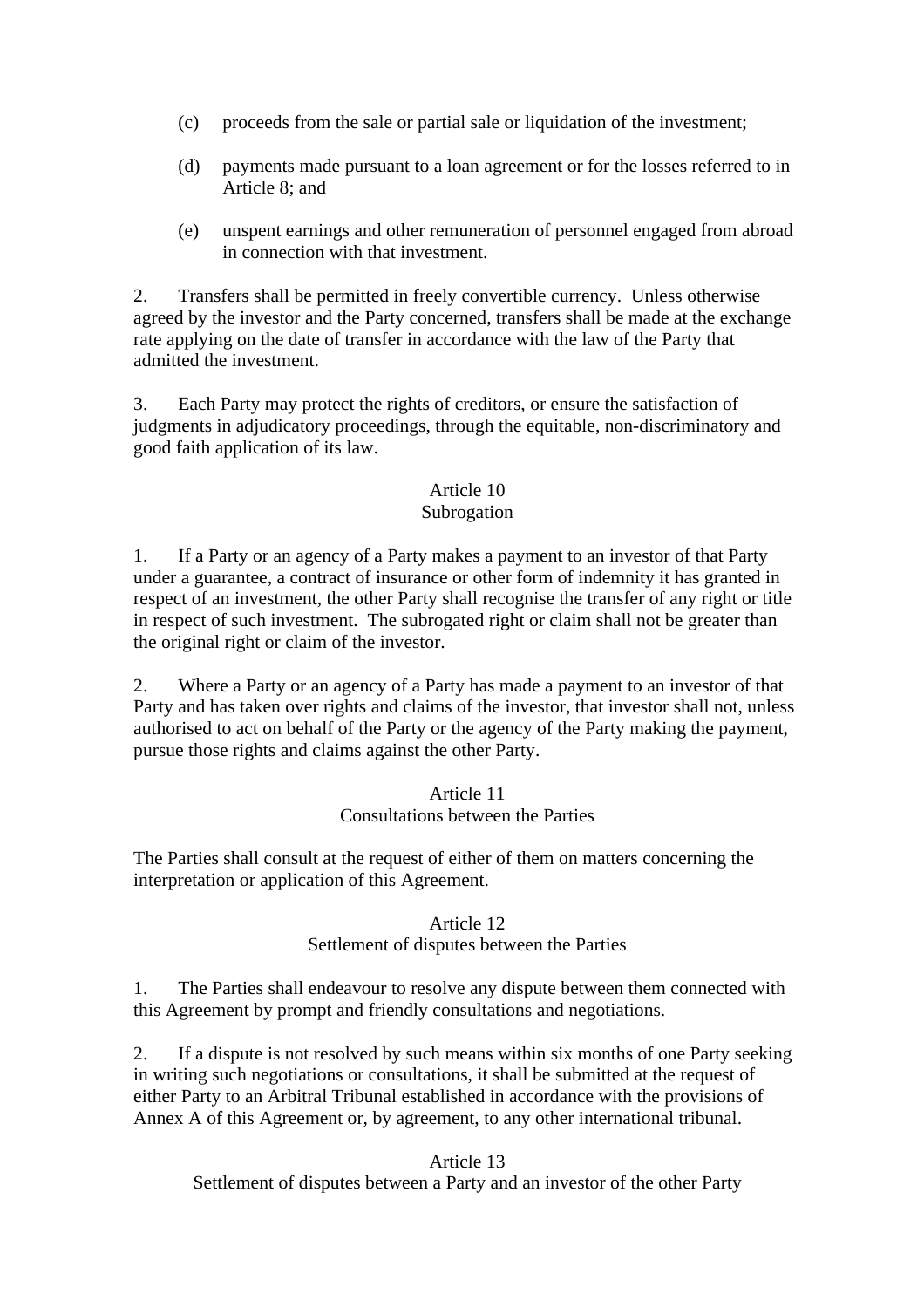(c) proceeds from the sale or partial sale or liquidation of the investment;

(d) payments made pursuant to a loan agreement or for the losses referred to in Article 8; and

(e) unspent earnings and other remuneration of personnel engaged from abroad in connection with that investment.

2. Transfers shall be permitted in freely convertible currency. Unless otherwise agreed by the investor and the Party concerned, transfers shall be made at the exchange rate applying on the date of transfer in accordance with the law of the Party that admitted the investment.

3. Each Party may protect the rights of creditors, or ensure the satisfaction of judgments in adjudicatory proceedings, through the equitable, non-discriminatory and good faith application of its law.

## Article 10
## Subrogation

1. If a Party or an agency of a Party makes a payment to an investor of that Party under a guarantee, a contract of insurance or other form of indemnity it has granted in respect of an investment, the other Party shall recognise the transfer of any right or title in respect of such investment. The subrogated right or claim shall not be greater than the original right or claim of the investor.

2. Where a Party or an agency of a Party has made a payment to an investor of that Party and has taken over rights and claims of the investor, that investor shall not, unless authorised to act on behalf of the Party or the agency of the Party making the payment, pursue those rights and claims against the other Party.

## Article 11
## Consultations between the Parties

The Parties shall consult at the request of either of them on matters concerning the interpretation or application of this Agreement.

## Article 12
## Settlement of disputes between the Parties

1. The Parties shall endeavour to resolve any dispute between them connected with this Agreement by prompt and friendly consultations and negotiations.

2. If a dispute is not resolved by such means within six months of one Party seeking in writing such negotiations or consultations, it shall be submitted at the request of either Party to an Arbitral Tribunal established in accordance with the provisions of Annex A of this Agreement or, by agreement, to any other international tribunal.

## Article 13
## Settlement of disputes between a Party and an investor of the other Party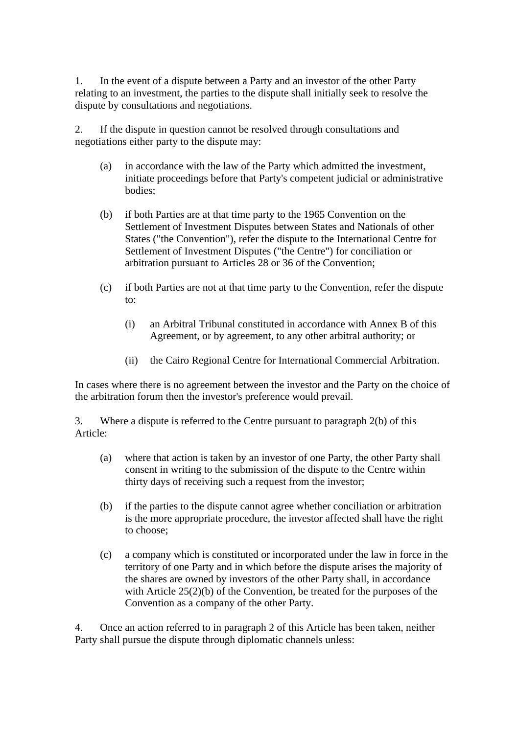1. In the event of a dispute between a Party and an investor of the other Party relating to an investment, the parties to the dispute shall initially seek to resolve the dispute by consultations and negotiations.

2. If the dispute in question cannot be resolved through consultations and negotiations either party to the dispute may:

   (a) in accordance with the law of the Party which admitted the investment, initiate proceedings before that Party's competent judicial or administrative bodies;

   (b) if both Parties are at that time party to the 1965 Convention on the Settlement of Investment Disputes between States and Nationals of other States ("the Convention"), refer the dispute to the International Centre for Settlement of Investment Disputes ("the Centre") for conciliation or arbitration pursuant to Articles 28 or 36 of the Convention;

   (c) if both Parties are not at that time party to the Convention, refer the dispute to:

      (i) an Arbitral Tribunal constituted in accordance with Annex B of this Agreement, or by agreement, to any other arbitral authority; or

      (ii) the Cairo Regional Centre for International Commercial Arbitration.

In cases where there is no agreement between the investor and the Party on the choice of the arbitration forum then the investor's preference would prevail.

3. Where a dispute is referred to the Centre pursuant to paragraph 2(b) of this Article:

   (a) where that action is taken by an investor of one Party, the other Party shall consent in writing to the submission of the dispute to the Centre within thirty days of receiving such a request from the investor;

   (b) if the parties to the dispute cannot agree whether conciliation or arbitration is the more appropriate procedure, the investor affected shall have the right to choose;

   (c) a company which is constituted or incorporated under the law in force in the territory of one Party and in which before the dispute arises the majority of the shares are owned by investors of the other Party shall, in accordance with Article 25(2)(b) of the Convention, be treated for the purposes of the Convention as a company of the other Party.

4. Once an action referred to in paragraph 2 of this Article has been taken, neither Party shall pursue the dispute through diplomatic channels unless: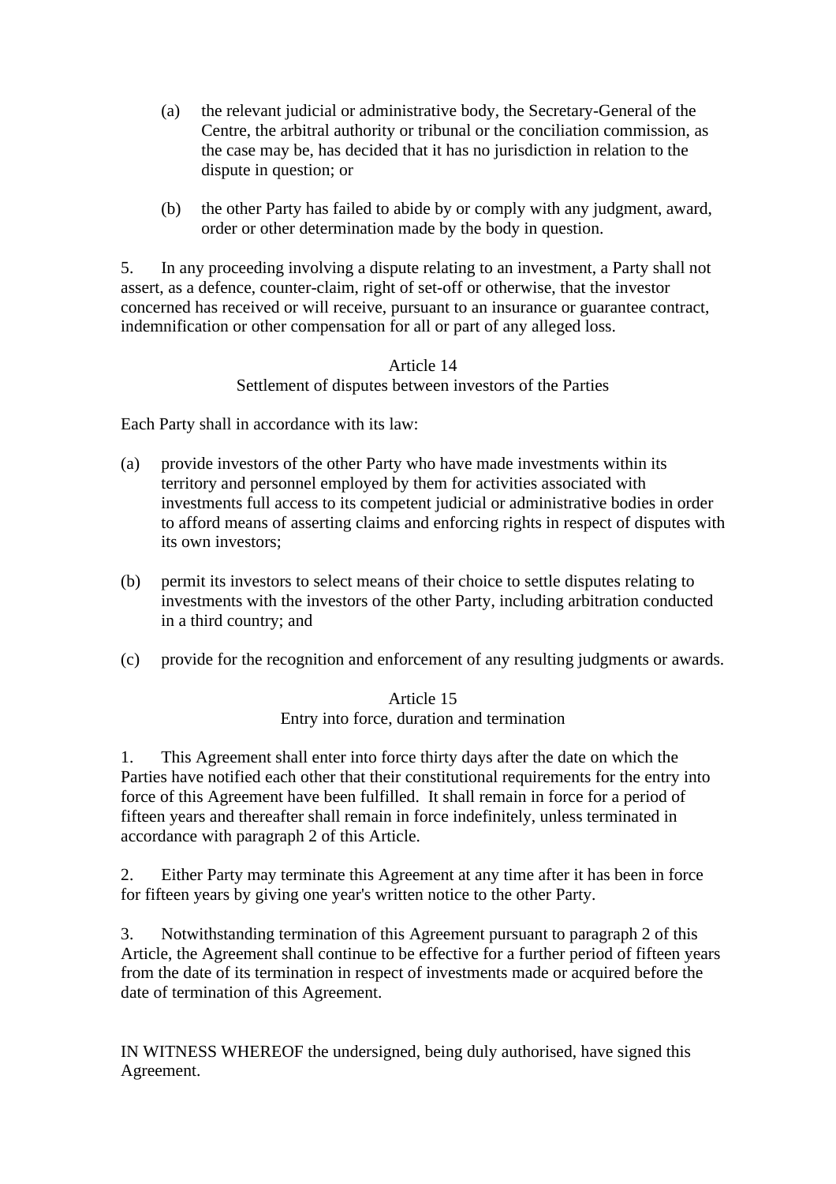(a) the relevant judicial or administrative body, the Secretary-General of the Centre, the arbitral authority or tribunal or the conciliation commission, as the case may be, has decided that it has no jurisdiction in relation to the dispute in question; or

(b) the other Party has failed to abide by or comply with any judgment, award, order or other determination made by the body in question.

5. In any proceeding involving a dispute relating to an investment, a Party shall not assert, as a defence, counter-claim, right of set-off or otherwise, that the investor concerned has received or will receive, pursuant to an insurance or guarantee contract, indemnification or other compensation for all or part of any alleged loss.

### Article 14
### Settlement of disputes between investors of the Parties

Each Party shall in accordance with its law:

(a) provide investors of the other Party who have made investments within its territory and personnel employed by them for activities associated with investments full access to its competent judicial or administrative bodies in order to afford means of asserting claims and enforcing rights in respect of disputes with its own investors;

(b) permit its investors to select means of their choice to settle disputes relating to investments with the investors of the other Party, including arbitration conducted in a third country; and

(c) provide for the recognition and enforcement of any resulting judgments or awards.

### Article 15
### Entry into force, duration and termination

1. This Agreement shall enter into force thirty days after the date on which the Parties have notified each other that their constitutional requirements for the entry into force of this Agreement have been fulfilled. It shall remain in force for a period of fifteen years and thereafter shall remain in force indefinitely, unless terminated in accordance with paragraph 2 of this Article.

2. Either Party may terminate this Agreement at any time after it has been in force for fifteen years by giving one year's written notice to the other Party.

3. Notwithstanding termination of this Agreement pursuant to paragraph 2 of this Article, the Agreement shall continue to be effective for a further period of fifteen years from the date of its termination in respect of investments made or acquired before the date of termination of this Agreement.

IN WITNESS WHEREOF the undersigned, being duly authorised, have signed this Agreement.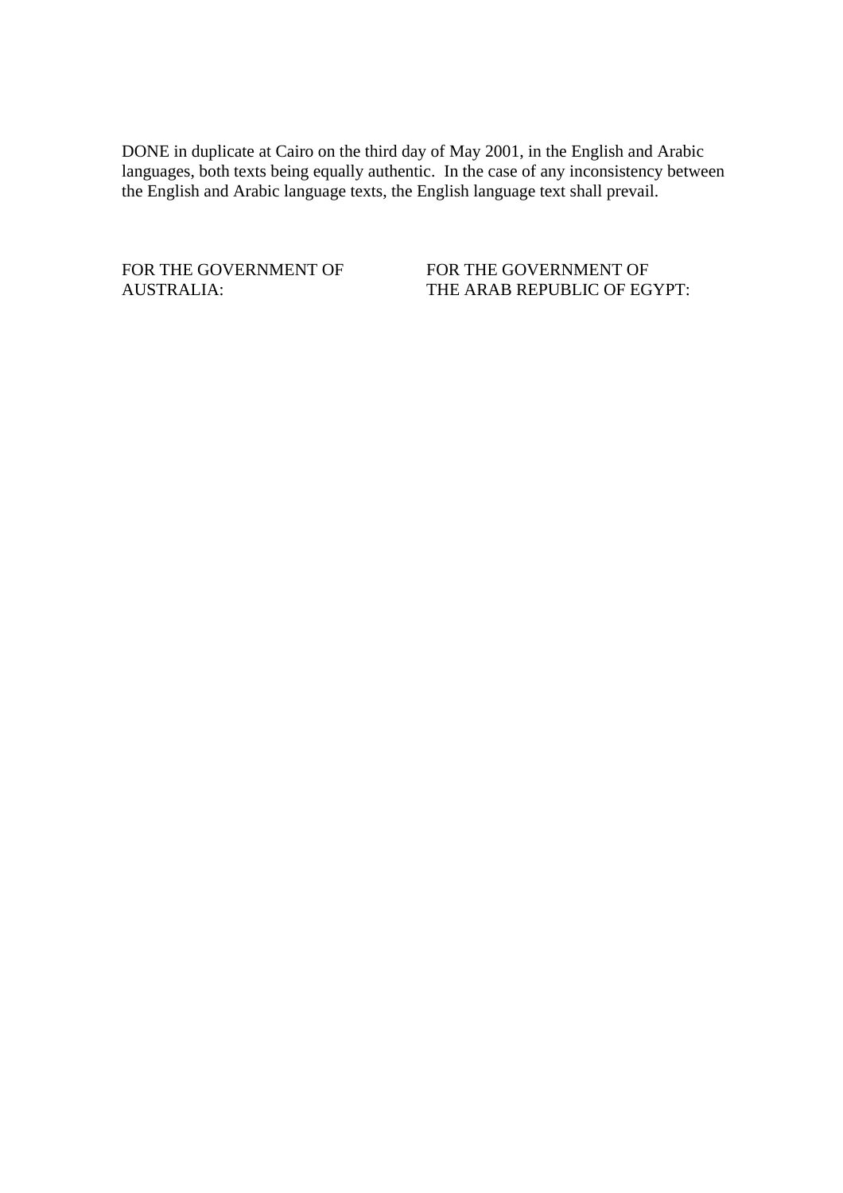DONE in duplicate at Cairo on the third day of May 2001, in the English and Arabic languages, both texts being equally authentic. In the case of any inconsistency between the English and Arabic language texts, the English language text shall prevail.

| FOR THE GOVERNMENT OF AUSTRALIA: | FOR THE GOVERNMENT OF THE ARAB REPUBLIC OF EGYPT: |
| --- | --- |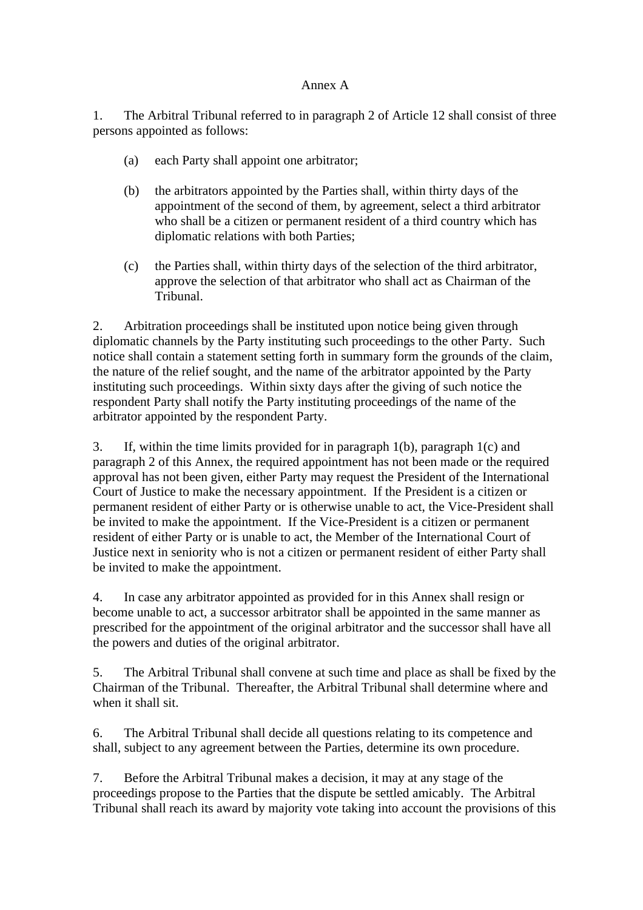# Annex A

1. The Arbitral Tribunal referred to in paragraph 2 of Article 12 shall consist of three persons appointed as follows:

   (a) each Party shall appoint one arbitrator;

   (b) the arbitrators appointed by the Parties shall, within thirty days of the appointment of the second of them, by agreement, select a third arbitrator who shall be a citizen or permanent resident of a third country which has diplomatic relations with both Parties;

   (c) the Parties shall, within thirty days of the selection of the third arbitrator, approve the selection of that arbitrator who shall act as Chairman of the Tribunal.

2. Arbitration proceedings shall be instituted upon notice being given through diplomatic channels by the Party instituting such proceedings to the other Party. Such notice shall contain a statement setting forth in summary form the grounds of the claim, the nature of the relief sought, and the name of the arbitrator appointed by the Party instituting such proceedings. Within sixty days after the giving of such notice the respondent Party shall notify the Party instituting proceedings of the name of the arbitrator appointed by the respondent Party.

3. If, within the time limits provided for in paragraph 1(b), paragraph 1(c) and paragraph 2 of this Annex, the required appointment has not been made or the required approval has not been given, either Party may request the President of the International Court of Justice to make the necessary appointment. If the President is a citizen or permanent resident of either Party or is otherwise unable to act, the Vice-President shall be invited to make the appointment. If the Vice-President is a citizen or permanent resident of either Party or is unable to act, the Member of the International Court of Justice next in seniority who is not a citizen or permanent resident of either Party shall be invited to make the appointment.

4. In case any arbitrator appointed as provided for in this Annex shall resign or become unable to act, a successor arbitrator shall be appointed in the same manner as prescribed for the appointment of the original arbitrator and the successor shall have all the powers and duties of the original arbitrator.

5. The Arbitral Tribunal shall convene at such time and place as shall be fixed by the Chairman of the Tribunal. Thereafter, the Arbitral Tribunal shall determine where and when it shall sit.

6. The Arbitral Tribunal shall decide all questions relating to its competence and shall, subject to any agreement between the Parties, determine its own procedure.

7. Before the Arbitral Tribunal makes a decision, it may at any stage of the proceedings propose to the Parties that the dispute be settled amicably. The Arbitral Tribunal shall reach its award by majority vote taking into account the provisions of this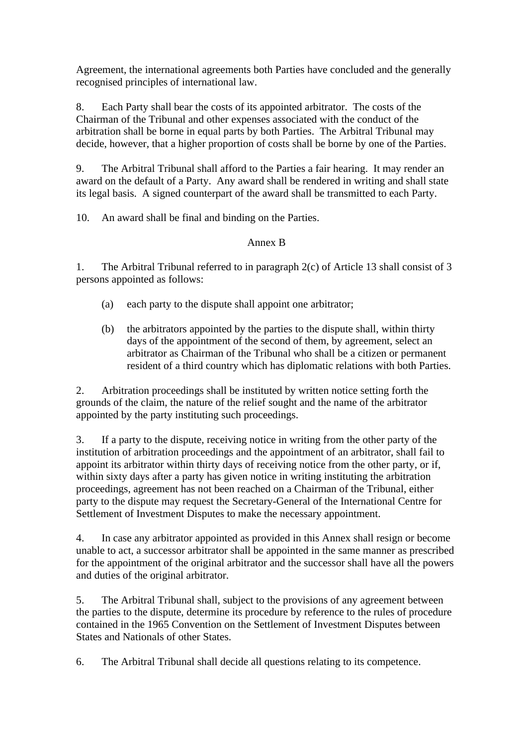Agreement, the international agreements both Parties have concluded and the generally recognised principles of international law.

8. Each Party shall bear the costs of its appointed arbitrator. The costs of the Chairman of the Tribunal and other expenses associated with the conduct of the arbitration shall be borne in equal parts by both Parties. The Arbitral Tribunal may decide, however, that a higher proportion of costs shall be borne by one of the Parties.

9. The Arbitral Tribunal shall afford to the Parties a fair hearing. It may render an award on the default of a Party. Any award shall be rendered in writing and shall state its legal basis. A signed counterpart of the award shall be transmitted to each Party.

10. An award shall be final and binding on the Parties.

## Annex B

1. The Arbitral Tribunal referred to in paragraph 2(c) of Article 13 shall consist of 3 persons appointed as follows:

   (a) each party to the dispute shall appoint one arbitrator;

   (b) the arbitrators appointed by the parties to the dispute shall, within thirty days of the appointment of the second of them, by agreement, select an arbitrator as Chairman of the Tribunal who shall be a citizen or permanent resident of a third country which has diplomatic relations with both Parties.

2. Arbitration proceedings shall be instituted by written notice setting forth the grounds of the claim, the nature of the relief sought and the name of the arbitrator appointed by the party instituting such proceedings.

3. If a party to the dispute, receiving notice in writing from the other party of the institution of arbitration proceedings and the appointment of an arbitrator, shall fail to appoint its arbitrator within thirty days of receiving notice from the other party, or if, within sixty days after a party has given notice in writing instituting the arbitration proceedings, agreement has not been reached on a Chairman of the Tribunal, either party to the dispute may request the Secretary-General of the International Centre for Settlement of Investment Disputes to make the necessary appointment.

4. In case any arbitrator appointed as provided in this Annex shall resign or become unable to act, a successor arbitrator shall be appointed in the same manner as prescribed for the appointment of the original arbitrator and the successor shall have all the powers and duties of the original arbitrator.

5. The Arbitral Tribunal shall, subject to the provisions of any agreement between the parties to the dispute, determine its procedure by reference to the rules of procedure contained in the 1965 Convention on the Settlement of Investment Disputes between States and Nationals of other States.

6. The Arbitral Tribunal shall decide all questions relating to its competence.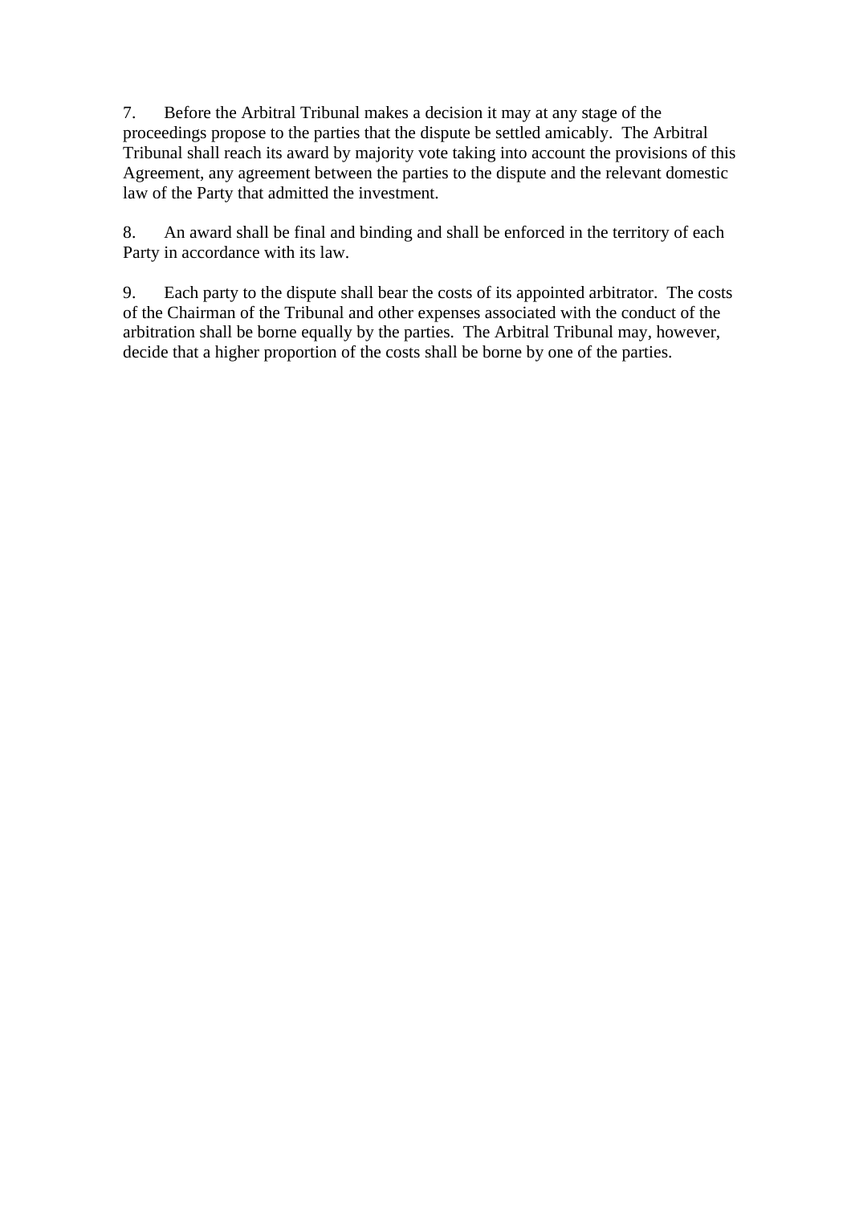7. Before the Arbitral Tribunal makes a decision it may at any stage of the proceedings propose to the parties that the dispute be settled amicably. The Arbitral Tribunal shall reach its award by majority vote taking into account the provisions of this Agreement, any agreement between the parties to the dispute and the relevant domestic law of the Party that admitted the investment.

8. An award shall be final and binding and shall be enforced in the territory of each Party in accordance with its law.

9. Each party to the dispute shall bear the costs of its appointed arbitrator. The costs of the Chairman of the Tribunal and other expenses associated with the conduct of the arbitration shall be borne equally by the parties. The Arbitral Tribunal may, however, decide that a higher proportion of the costs shall be borne by one of the parties.